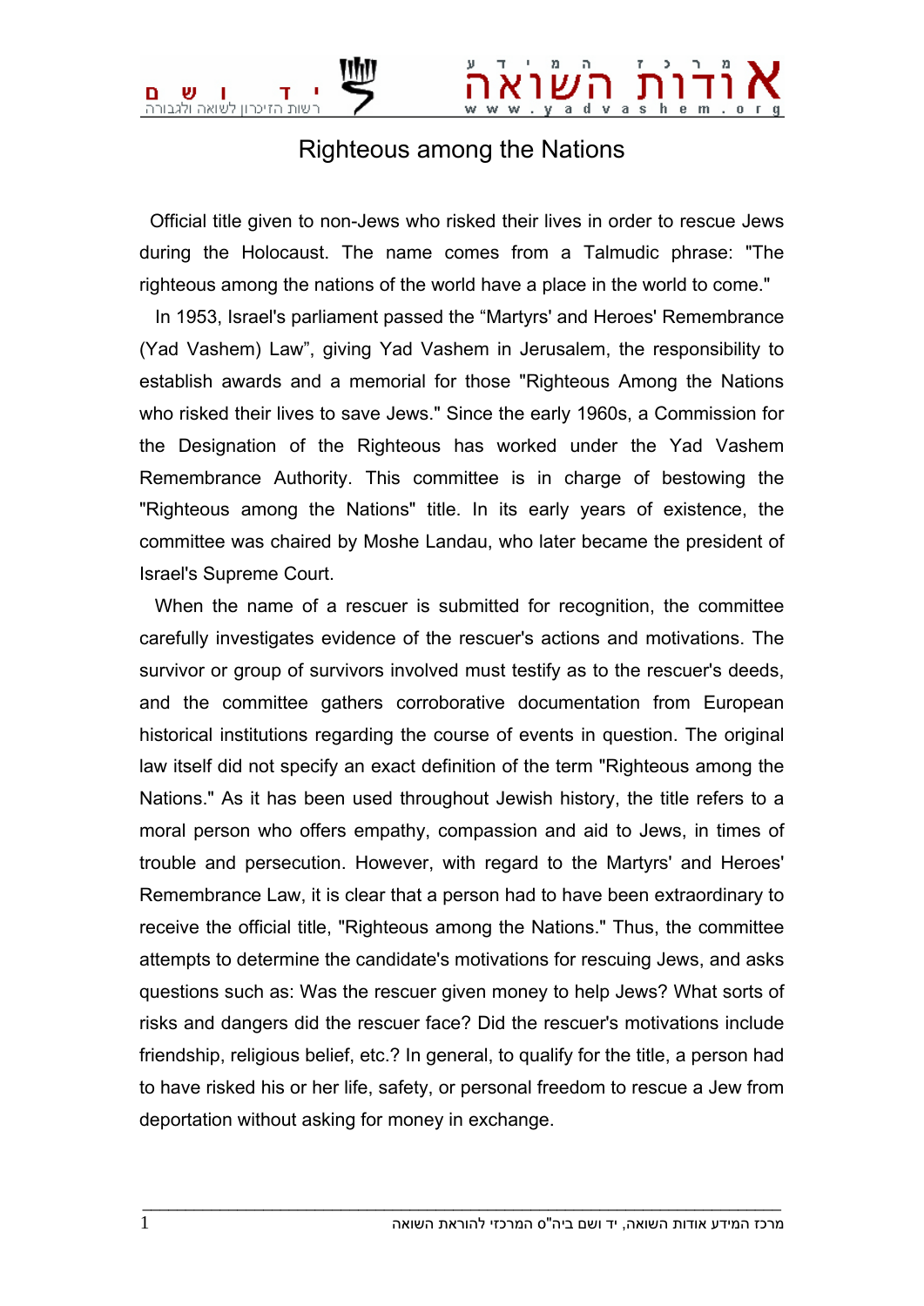# Righteous among the Nations

Official title given to non-Jews who risked their lives in order to rescue Jews during the Holocaust. The name comes from a Talmudic phrase: "The righteous among the nations of the world have a place in the world to come."

In 1953, Israel's parliament passed the “Martyrs' and Heroes' Remembrance (Yad Vashem) Law”, giving Yad Vashem in Jerusalem, the responsibility to establish awards and a memorial for those "Righteous Among the Nations who risked their lives to save Jews." Since the early 1960s, a Commission for the Designation of the Righteous has worked under the Yad Vashem Remembrance Authority. This committee is in charge of bestowing the "Righteous among the Nations" title. In its early years of existence, the committee was chaired by Moshe Landau, who later became the president of Israel's Supreme Court.

When the name of a rescuer is submitted for recognition, the committee carefully investigates evidence of the rescuer's actions and motivations. The survivor or group of survivors involved must testify as to the rescuer's deeds, and the committee gathers corroborative documentation from European historical institutions regarding the course of events in question. The original law itself did not specify an exact definition of the term "Righteous among the Nations." As it has been used throughout Jewish history, the title refers to a moral person who offers empathy, compassion and aid to Jews, in times of trouble and persecution. However, with regard to the Martyrs' and Heroes' Remembrance Law, it is clear that a person had to have been extraordinary to receive the official title, "Righteous among the Nations." Thus, the committee attempts to determine the candidate's motivations for rescuing Jews, and asks questions such as: Was the rescuer given money to help Jews? What sorts of risks and dangers did the rescuer face? Did the rescuer's motivations include friendship, religious belief, etc.? In general, to qualify for the title, a person had to have risked his or her life, safety, or personal freedom to rescue a Jew from deportation without asking for money in exchange.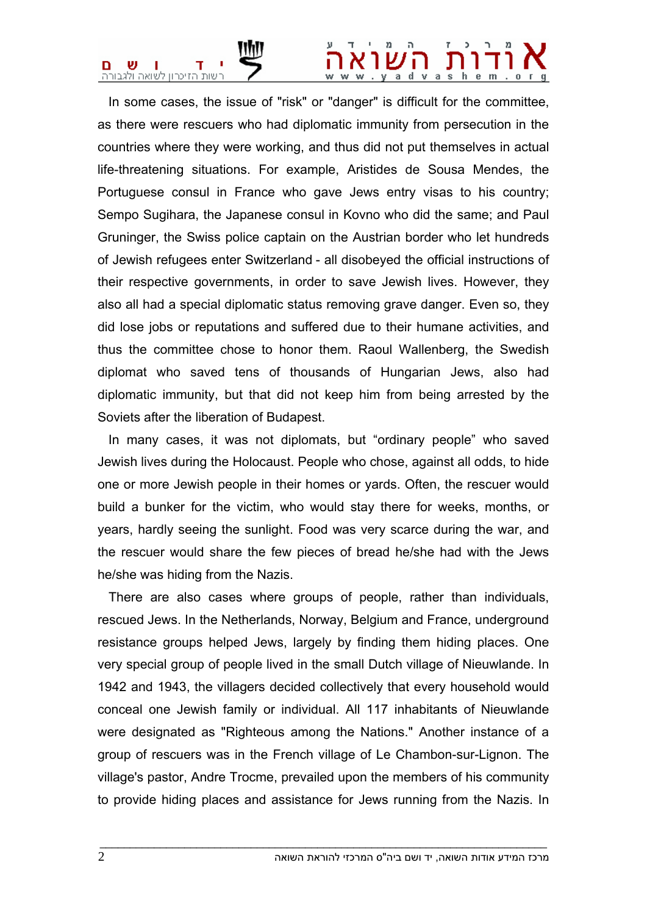In some cases, the issue of "risk" or "danger" is difficult for the committee, as there were rescuers who had diplomatic immunity from persecution in the countries where they were working, and thus did not put themselves in actual life-threatening situations. For example, Aristides de Sousa Mendes, the Portuguese consul in France who gave Jews entry visas to his country; Sempo Sugihara, the Japanese consul in Kovno who did the same; and Paul Gruninger, the Swiss police captain on the Austrian border who let hundreds of Jewish refugees enter Switzerland - all disobeyed the official instructions of their respective governments, in order to save Jewish lives. However, they also all had a special diplomatic status removing grave danger. Even so, they did lose jobs or reputations and suffered due to their humane activities, and thus the committee chose to honor them. Raoul Wallenberg, the Swedish diplomat who saved tens of thousands of Hungarian Jews, also had diplomatic immunity, but that did not keep him from being arrested by the Soviets after the liberation of Budapest.

In many cases, it was not diplomats, but “ordinary people” who saved Jewish lives during the Holocaust. People who chose, against all odds, to hide one or more Jewish people in their homes or yards. Often, the rescuer would build a bunker for the victim, who would stay there for weeks, months, or years, hardly seeing the sunlight. Food was very scarce during the war, and the rescuer would share the few pieces of bread he/she had with the Jews he/she was hiding from the Nazis.

There are also cases where groups of people, rather than individuals, rescued Jews. In the Netherlands, Norway, Belgium and France, underground resistance groups helped Jews, largely by finding them hiding places. One very special group of people lived in the small Dutch village of Nieuwlande. In 1942 and 1943, the villagers decided collectively that every household would conceal one Jewish family or individual. All 117 inhabitants of Nieuwlande were designated as "Righteous among the Nations." Another instance of a group of rescuers was in the French village of Le Chambon-sur-Lignon. The village's pastor, Andre Trocme, prevailed upon the members of his community to provide hiding places and assistance for Jews running from the Nazis. In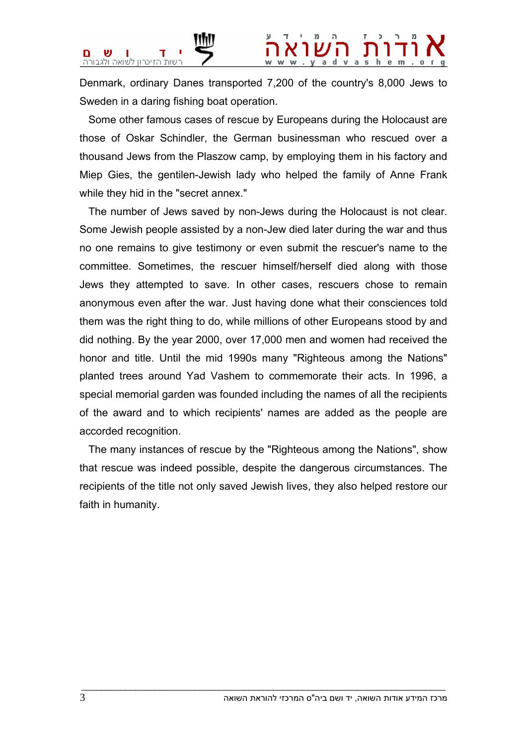Denmark, ordinary Danes transported 7,200 of the country's 8,000 Jews to Sweden in a daring fishing boat operation.

Some other famous cases of rescue by Europeans during the Holocaust are those of Oskar Schindler, the German businessman who rescued over a thousand Jews from the Plaszow camp, by employing them in his factory and Miep Gies, the gentilen-Jewish lady who helped the family of Anne Frank while they hid in the "secret annex."

The number of Jews saved by non-Jews during the Holocaust is not clear. Some Jewish people assisted by a non-Jew died later during the war and thus no one remains to give testimony or even submit the rescuer's name to the committee. Sometimes, the rescuer himself/herself died along with those Jews they attempted to save. In other cases, rescuers chose to remain anonymous even after the war. Just having done what their consciences told them was the right thing to do, while millions of other Europeans stood by and did nothing. By the year 2000, over 17,000 men and women had received the honor and title. Until the mid 1990s many "Righteous among the Nations" planted trees around Yad Vashem to commemorate their acts. In 1996, a special memorial garden was founded including the names of all the recipients of the award and to which recipients' names are added as the people are accorded recognition.

The many instances of rescue by the "Righteous among the Nations", show that rescue was indeed possible, despite the dangerous circumstances. The recipients of the title not only saved Jewish lives, they also helped restore our faith in humanity.